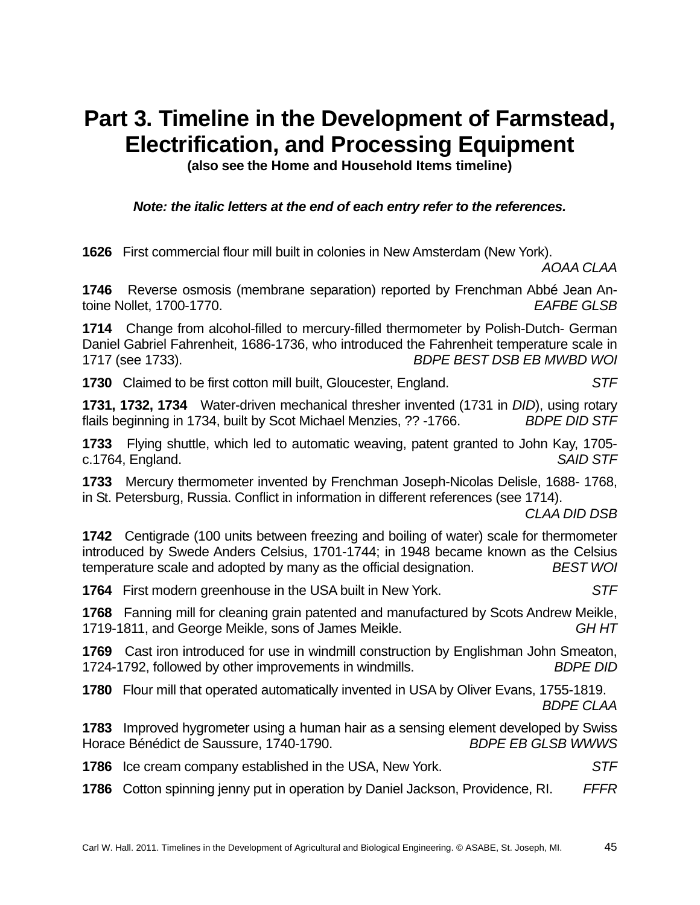# Part 3. Timeline in the Development of Farmstead, Electrification, and Processing Equipment

**(also see the Home and Household Items timeline)**

***Note: the italic letters at the end of each entry refer to the references.***

**1626** First commercial flour mill built in colonies in New Amsterdam (New York). *AOAA CLAA*

**1746** Reverse osmosis (membrane separation) reported by Frenchman Abbé Jean Antoine Nollet, 1700-1770. *EAFBE GLSB*

**1714** Change from alcohol-filled to mercury-filled thermometer by Polish-Dutch- German Daniel Gabriel Fahrenheit, 1686-1736, who introduced the Fahrenheit temperature scale in 1717 (see 1733). *BDPE BEST DSB EB MWBD WOI*

**1730** Claimed to be first cotton mill built, Gloucester, England. *STF*

**1731, 1732, 1734** Water-driven mechanical thresher invented (1731 in *DID*), using rotary flails beginning in 1734, built by Scot Michael Menzies, ?? -1766. *BDPE DID STF*

**1733** Flying shuttle, which led to automatic weaving, patent granted to John Kay, 1705-c.1764, England. *SAID STF*

**1733** Mercury thermometer invented by Frenchman Joseph-Nicolas Delisle, 1688- 1768, in St. Petersburg, Russia. Conflict in information in different references (see 1714). *CLAA DID DSB*

**1742** Centigrade (100 units between freezing and boiling of water) scale for thermometer introduced by Swede Anders Celsius, 1701-1744; in 1948 became known as the Celsius temperature scale and adopted by many as the official designation. *BEST WOI*

**1764** First modern greenhouse in the USA built in New York. *STF*

**1768** Fanning mill for cleaning grain patented and manufactured by Scots Andrew Meikle, 1719-1811, and George Meikle, sons of James Meikle. *GH HT*

**1769** Cast iron introduced for use in windmill construction by Englishman John Smeaton, 1724-1792, followed by other improvements in windmills. *BDPE DID*

**1780** Flour mill that operated automatically invented in USA by Oliver Evans, 1755-1819. *BDPE CLAA*

**1783** Improved hygrometer using a human hair as a sensing element developed by Swiss Horace Bénédict de Saussure, 1740-1790. *BDPE EB GLSB WWWS*

**1786** Ice cream company established in the USA, New York. *STF*

**1786** Cotton spinning jenny put in operation by Daniel Jackson, Providence, RI. *FFFR*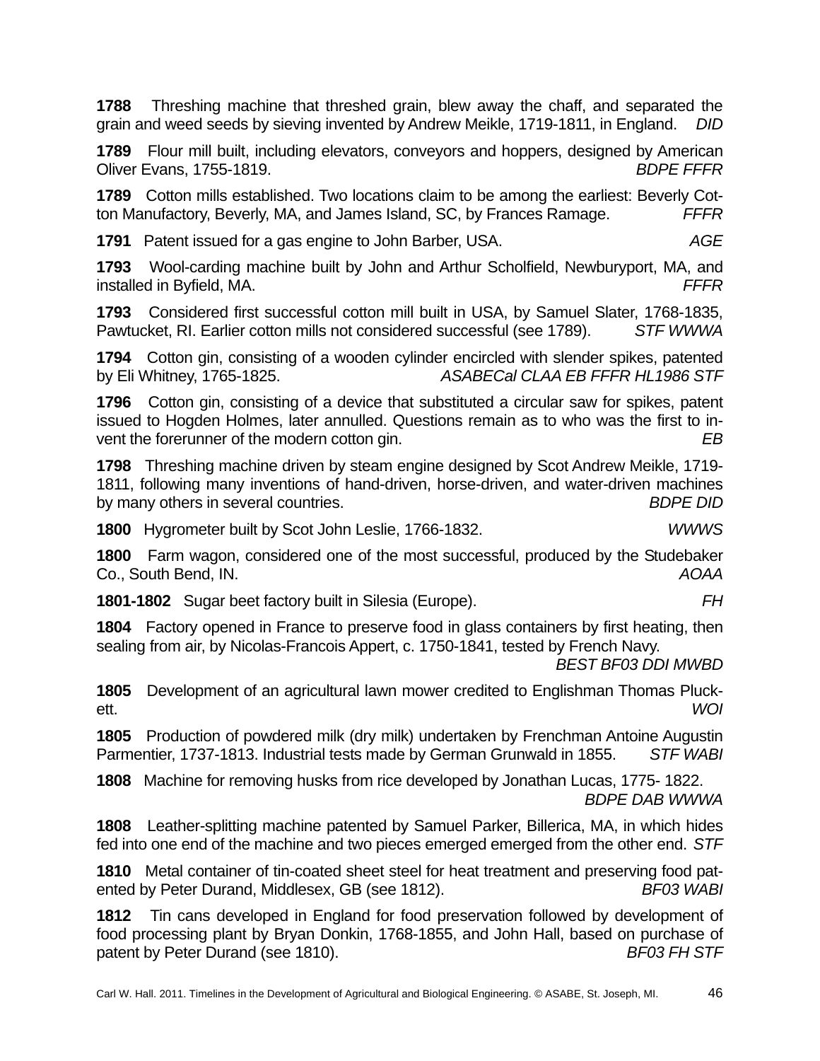**1788** Threshing machine that threshed grain, blew away the chaff, and separated the grain and weed seeds by sieving invented by Andrew Meikle, 1719-1811, in England. *DID*

**1789** Flour mill built, including elevators, conveyors and hoppers, designed by American Oliver Evans, 1755-1819. *BDPE FFFR*

**1789** Cotton mills established. Two locations claim to be among the earliest: Beverly Cotton Manufactory, Beverly, MA, and James Island, SC, by Frances Ramage. *FFFR*

**1791** Patent issued for a gas engine to John Barber, USA. *AGE*

**1793** Wool-carding machine built by John and Arthur Scholfield, Newburyport, MA, and installed in Byfield, MA. *FFFR*

**1793** Considered first successful cotton mill built in USA, by Samuel Slater, 1768-1835, Pawtucket, RI. Earlier cotton mills not considered successful (see 1789). *STF WWWA*

**1794** Cotton gin, consisting of a wooden cylinder encircled with slender spikes, patented by Eli Whitney, 1765-1825. *ASABECal CLAA EB FFFR HL1986 STF*

**1796** Cotton gin, consisting of a device that substituted a circular saw for spikes, patent issued to Hogden Holmes, later annulled. Questions remain as to who was the first to invent the forerunner of the modern cotton gin. *EB*

**1798** Threshing machine driven by steam engine designed by Scot Andrew Meikle, 1719-1811, following many inventions of hand-driven, horse-driven, and water-driven machines by many others in several countries. *BDPE DID*

**1800** Hygrometer built by Scot John Leslie, 1766-1832. *WWWS*

**1800** Farm wagon, considered one of the most successful, produced by the Studebaker Co., South Bend, IN. *AOAA*

**1801-1802** Sugar beet factory built in Silesia (Europe). *FH*

**1804** Factory opened in France to preserve food in glass containers by first heating, then sealing from air, by Nicolas-Francois Appert, c. 1750-1841, tested by French Navy. *BEST BF03 DDI MWBD*

**1805** Development of an agricultural lawn mower credited to Englishman Thomas Pluckett. *WOI*

**1805** Production of powdered milk (dry milk) undertaken by Frenchman Antoine Augustin Parmentier, 1737-1813. Industrial tests made by German Grunwald in 1855. *STF WABI*

**1808** Machine for removing husks from rice developed by Jonathan Lucas, 1775- 1822. *BDPE DAB WWWA*

**1808** Leather-splitting machine patented by Samuel Parker, Billerica, MA, in which hides fed into one end of the machine and two pieces emerged emerged from the other end. *STF*

**1810** Metal container of tin-coated sheet steel for heat treatment and preserving food patented by Peter Durand, Middlesex, GB (see 1812). *BF03 WABI*

**1812** Tin cans developed in England for food preservation followed by development of food processing plant by Bryan Donkin, 1768-1855, and John Hall, based on purchase of patent by Peter Durand (see 1810). *BF03 FH STF*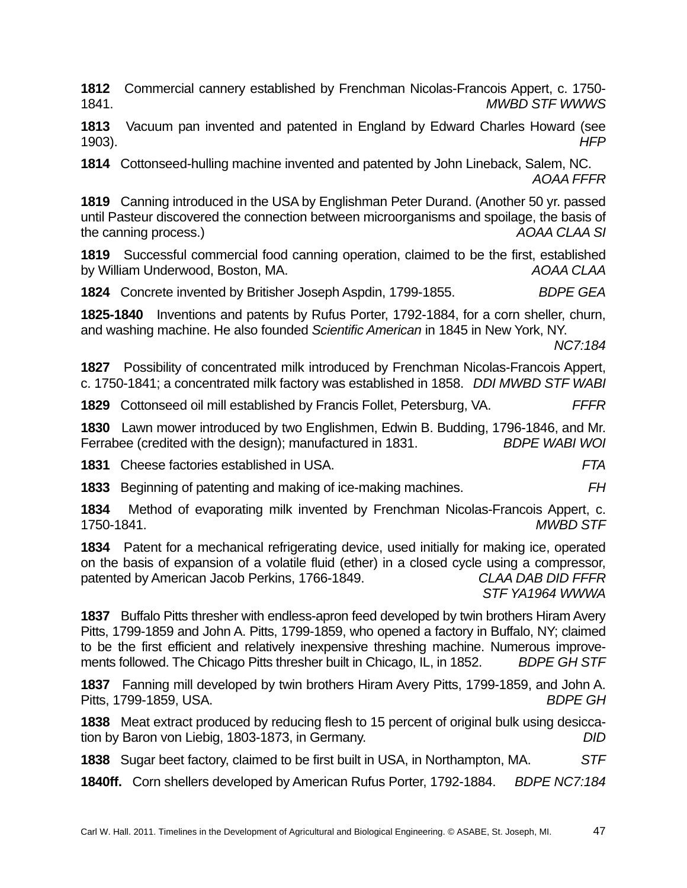**1812** Commercial cannery established by Frenchman Nicolas-Francois Appert, c. 1750-1841. *MWBD STF WWWS*

**1813** Vacuum pan invented and patented in England by Edward Charles Howard (see 1903). *HFP*

**1814** Cottonseed-hulling machine invented and patented by John Lineback, Salem, NC. *AOAA FFFR*

**1819** Canning introduced in the USA by Englishman Peter Durand. (Another 50 yr. passed until Pasteur discovered the connection between microorganisms and spoilage, the basis of the canning process.) *AOAA CLAA SI*

**1819** Successful commercial food canning operation, claimed to be the first, established by William Underwood, Boston, MA. *AOAA CLAA*

**1824** Concrete invented by Britisher Joseph Aspdin, 1799-1855. *BDPE GEA*

**1825-1840** Inventions and patents by Rufus Porter, 1792-1884, for a corn sheller, churn, and washing machine. He also founded *Scientific American* in 1845 in New York, NY. *NC7:184*

**1827** Possibility of concentrated milk introduced by Frenchman Nicolas-Francois Appert, c. 1750-1841; a concentrated milk factory was established in 1858. *DDI MWBD STF WABI*

**1829** Cottonseed oil mill established by Francis Follet, Petersburg, VA. *FFFR*

**1830** Lawn mower introduced by two Englishmen, Edwin B. Budding, 1796-1846, and Mr. Ferrabee (credited with the design); manufactured in 1831. *BDPE WABI WOI*

**1831** Cheese factories established in USA. *FTA*

**1833** Beginning of patenting and making of ice-making machines. *FH*

**1834** Method of evaporating milk invented by Frenchman Nicolas-Francois Appert, c. 1750-1841. *MWBD STF*

**1834** Patent for a mechanical refrigerating device, used initially for making ice, operated on the basis of expansion of a volatile fluid (ether) in a closed cycle using a compressor, patented by American Jacob Perkins, 1766-1849. *CLAA DAB DID FFFR STF YA1964 WWWA*

**1837** Buffalo Pitts thresher with endless-apron feed developed by twin brothers Hiram Avery Pitts, 1799-1859 and John A. Pitts, 1799-1859, who opened a factory in Buffalo, NY; claimed to be the first efficient and relatively inexpensive threshing machine. Numerous improvements followed. The Chicago Pitts thresher built in Chicago, IL, in 1852. *BDPE GH STF*

**1837** Fanning mill developed by twin brothers Hiram Avery Pitts, 1799-1859, and John A. Pitts, 1799-1859, USA. *BDPE GH*

**1838** Meat extract produced by reducing flesh to 15 percent of original bulk using desiccation by Baron von Liebig, 1803-1873, in Germany. *DID*

**1838** Sugar beet factory, claimed to be first built in USA, in Northampton, MA. *STF*

**1840ff.** Corn shellers developed by American Rufus Porter, 1792-1884. *BDPE NC7:184*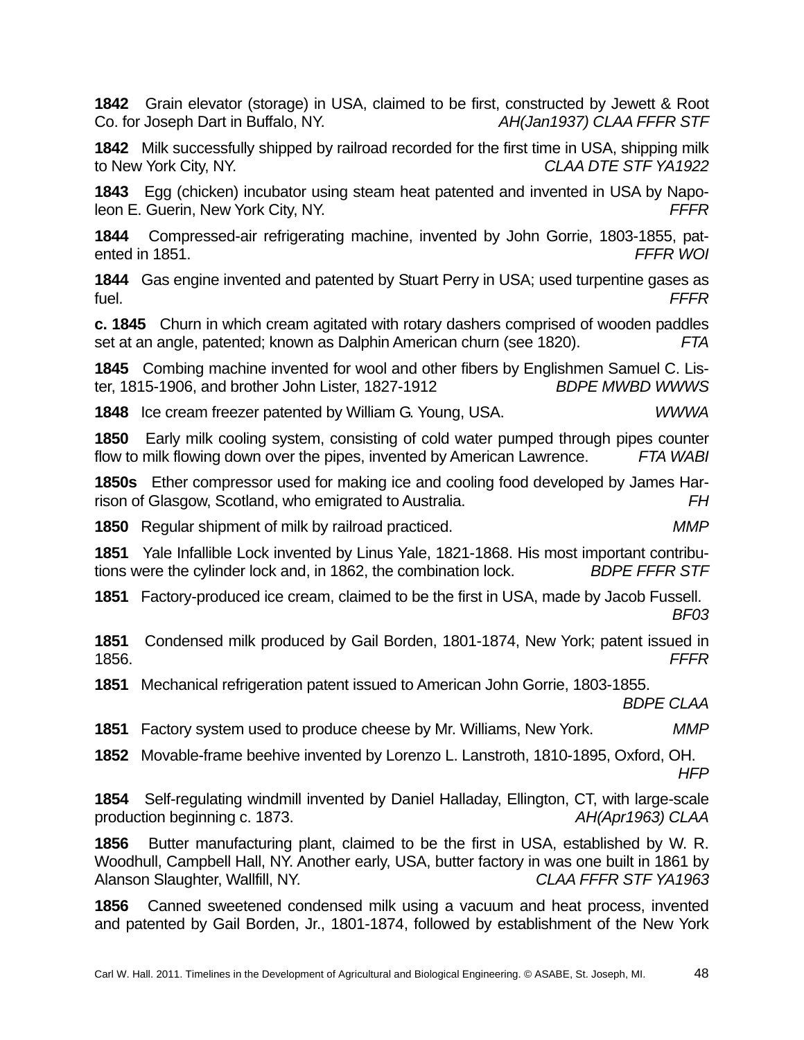**1842** Grain elevator (storage) in USA, claimed to be first, constructed by Jewett & Root Co. for Joseph Dart in Buffalo, NY. *AH(Jan1937) CLAA FFFR STF*

**1842** Milk successfully shipped by railroad recorded for the first time in USA, shipping milk to New York City, NY. *CLAA DTE STF YA1922*

**1843** Egg (chicken) incubator using steam heat patented and invented in USA by Napoleon E. Guerin, New York City, NY. *FFFR*

**1844** Compressed-air refrigerating machine, invented by John Gorrie, 1803-1855, patented in 1851. *FFFR WOI*

**1844** Gas engine invented and patented by Stuart Perry in USA; used turpentine gases as fuel. *FFFR*

**c. 1845** Churn in which cream agitated with rotary dashers comprised of wooden paddles set at an angle, patented; known as Dalphin American churn (see 1820). *FTA*

**1845** Combing machine invented for wool and other fibers by Englishmen Samuel C. Lister, 1815-1906, and brother John Lister, 1827-1912 *BDPE MWBD WWWS*

**1848** Ice cream freezer patented by William G. Young, USA. *WWWA*

**1850** Early milk cooling system, consisting of cold water pumped through pipes counter flow to milk flowing down over the pipes, invented by American Lawrence. *FTA WABI*

**1850s** Ether compressor used for making ice and cooling food developed by James Harrison of Glasgow, Scotland, who emigrated to Australia. *FH*

**1850** Regular shipment of milk by railroad practiced. *MMP*

**1851** Yale Infallible Lock invented by Linus Yale, 1821-1868. His most important contributions were the cylinder lock and, in 1862, the combination lock. *BDPE FFFR STF*

**1851** Factory-produced ice cream, claimed to be the first in USA, made by Jacob Fussell. *BF03*

**1851** Condensed milk produced by Gail Borden, 1801-1874, New York; patent issued in 1856. *FFFR*

**1851** Mechanical refrigeration patent issued to American John Gorrie, 1803-1855. *BDPE CLAA*

**1851** Factory system used to produce cheese by Mr. Williams, New York. *MMP*

**1852** Movable-frame beehive invented by Lorenzo L. Lanstroth, 1810-1895, Oxford, OH. *HFP*

**1854** Self-regulating windmill invented by Daniel Halladay, Ellington, CT, with large-scale production beginning c. 1873. *AH(Apr1963) CLAA*

**1856** Butter manufacturing plant, claimed to be the first in USA, established by W. R. Woodhull, Campbell Hall, NY. Another early, USA, butter factory in was one built in 1861 by Alanson Slaughter, Wallfill, NY. *CLAA FFFR STF YA1963*

**1856** Canned sweetened condensed milk using a vacuum and heat process, invented and patented by Gail Borden, Jr., 1801-1874, followed by establishment of the New York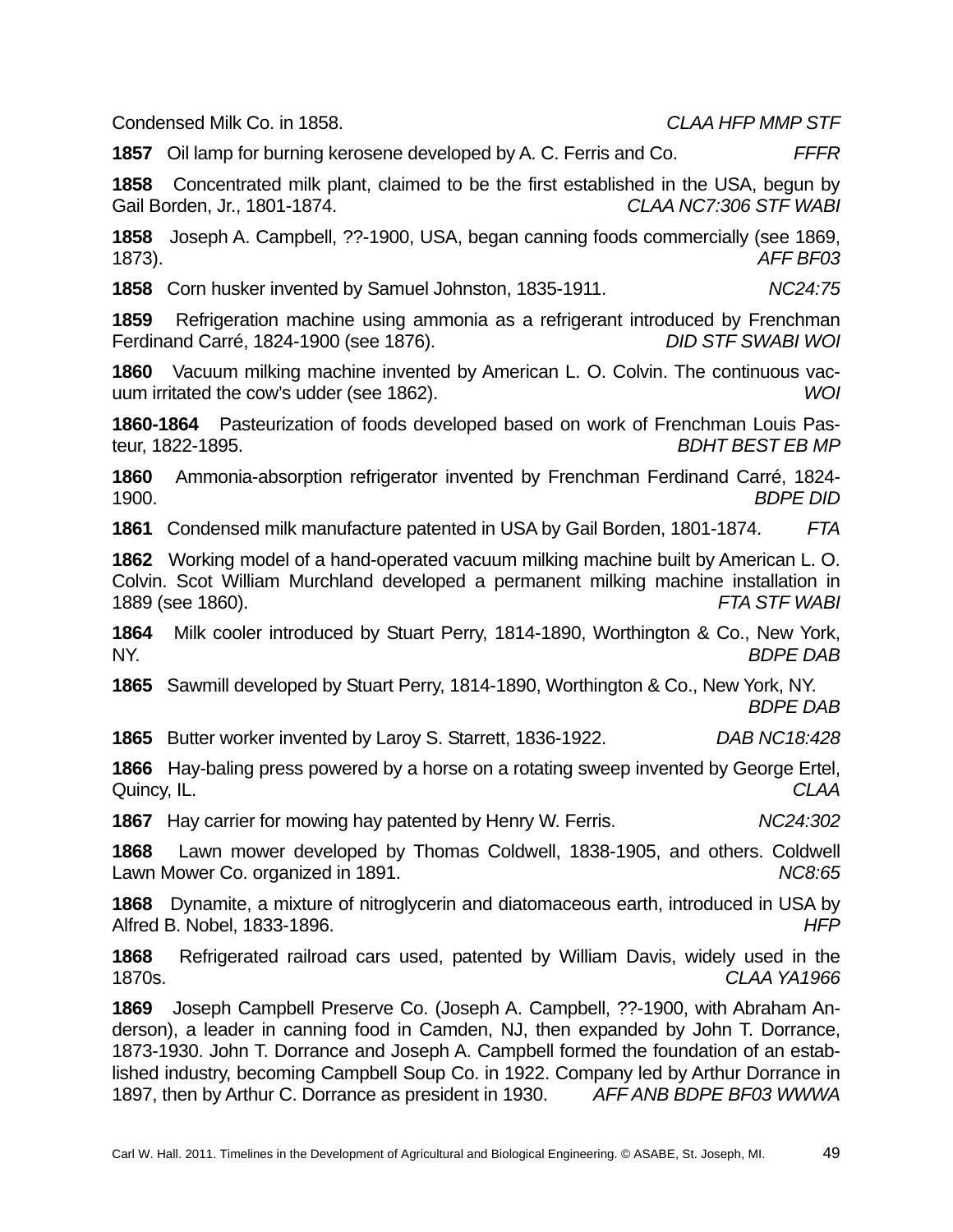Condensed Milk Co. in 1858. *CLAA HFP MMP STF*

**1857** Oil lamp for burning kerosene developed by A. C. Ferris and Co. *FFFR*

**1858** Concentrated milk plant, claimed to be the first established in the USA, begun by Gail Borden, Jr., 1801-1874. *CLAA NC7:306 STF WABI*

**1858** Joseph A. Campbell, ??-1900, USA, began canning foods commercially (see 1869, 1873). *AFF BF03*

**1858** Corn husker invented by Samuel Johnston, 1835-1911. *NC24:75*

**1859** Refrigeration machine using ammonia as a refrigerant introduced by Frenchman Ferdinand Carré, 1824-1900 (see 1876). *DID STF SWABI WOI*

**1860** Vacuum milking machine invented by American L. O. Colvin. The continuous vacuum irritated the cow's udder (see 1862). *WOI*

**1860-1864** Pasteurization of foods developed based on work of Frenchman Louis Pasteur, 1822-1895. *BDHT BEST EB MP*

**1860** Ammonia-absorption refrigerator invented by Frenchman Ferdinand Carré, 1824-1900. *BDPE DID*

**1861** Condensed milk manufacture patented in USA by Gail Borden, 1801-1874. *FTA*

**1862** Working model of a hand-operated vacuum milking machine built by American L. O. Colvin. Scot William Murchland developed a permanent milking machine installation in 1889 (see 1860). *FTA STF WABI*

**1864** Milk cooler introduced by Stuart Perry, 1814-1890, Worthington & Co., New York, NY. *BDPE DAB*

**1865** Sawmill developed by Stuart Perry, 1814-1890, Worthington & Co., New York, NY. *BDPE DAB*

**1865** Butter worker invented by Laroy S. Starrett, 1836-1922. *DAB NC18:428*

**1866** Hay-baling press powered by a horse on a rotating sweep invented by George Ertel, Quincy, IL. *CLAA*

**1867** Hay carrier for mowing hay patented by Henry W. Ferris. *NC24:302*

**1868** Lawn mower developed by Thomas Coldwell, 1838-1905, and others. Coldwell Lawn Mower Co. organized in 1891. *NC8:65*

**1868** Dynamite, a mixture of nitroglycerin and diatomaceous earth, introduced in USA by Alfred B. Nobel, 1833-1896. *HFP*

**1868** Refrigerated railroad cars used, patented by William Davis, widely used in the 1870s. *CLAA YA1966*

**1869** Joseph Campbell Preserve Co. (Joseph A. Campbell, ??-1900, with Abraham Anderson), a leader in canning food in Camden, NJ, then expanded by John T. Dorrance, 1873-1930. John T. Dorrance and Joseph A. Campbell formed the foundation of an established industry, becoming Campbell Soup Co. in 1922. Company led by Arthur Dorrance in 1897, then by Arthur C. Dorrance as president in 1930. *AFF ANB BDPE BF03 WWWA*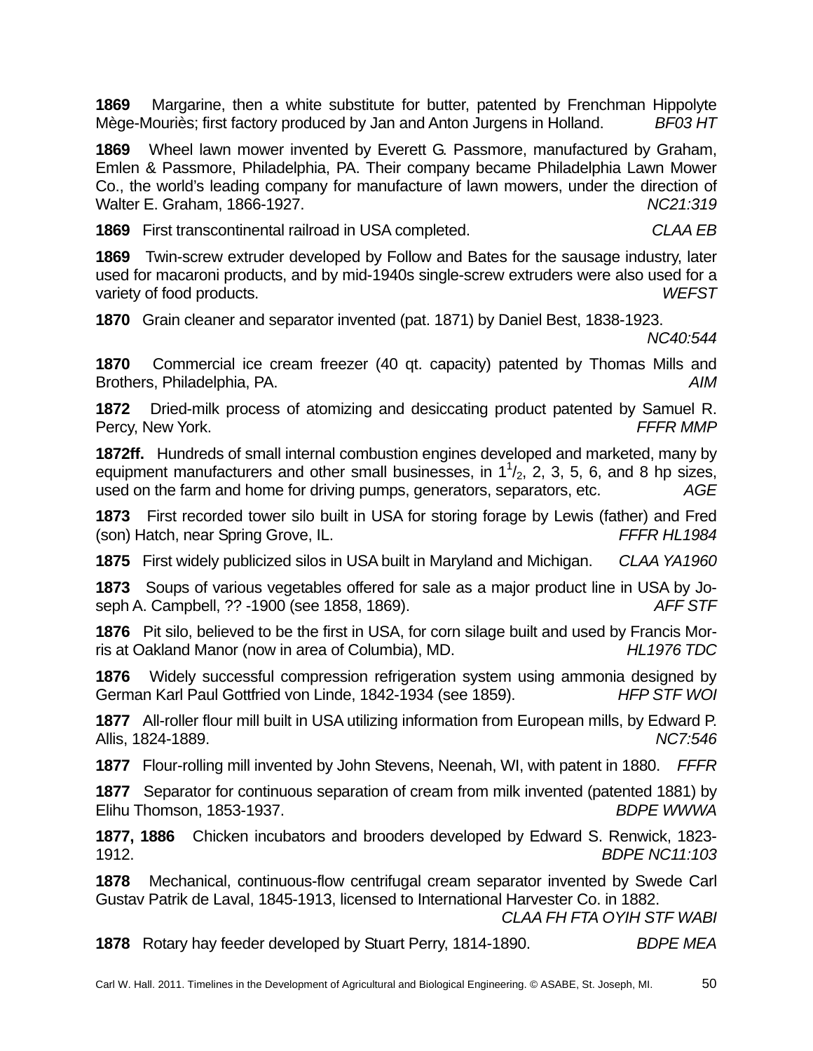**1869** Margarine, then a white substitute for butter, patented by Frenchman Hippolyte Mège-Mouriès; first factory produced by Jan and Anton Jurgens in Holland. *BF03 HT*

**1869** Wheel lawn mower invented by Everett G. Passmore, manufactured by Graham, Emlen & Passmore, Philadelphia, PA. Their company became Philadelphia Lawn Mower Co., the world's leading company for manufacture of lawn mowers, under the direction of Walter E. Graham, 1866-1927. *NC21:319*

**1869** First transcontinental railroad in USA completed. *CLAA EB*

**1869** Twin-screw extruder developed by Follow and Bates for the sausage industry, later used for macaroni products, and by mid-1940s single-screw extruders were also used for a variety of food products. *WEFST*

**1870** Grain cleaner and separator invented (pat. 1871) by Daniel Best, 1838-1923. *NC40:544*

**1870** Commercial ice cream freezer (40 qt. capacity) patented by Thomas Mills and Brothers, Philadelphia, PA. *AIM*

**1872** Dried-milk process of atomizing and desiccating product patented by Samuel R. Percy, New York. *FFFR MMP*

**1872ff.** Hundreds of small internal combustion engines developed and marketed, many by equipment manufacturers and other small businesses, in $1^1/_2$, 2, 3, 5, 6, and 8 hp sizes, used on the farm and home for driving pumps, generators, separators, etc. *AGE*

**1873** First recorded tower silo built in USA for storing forage by Lewis (father) and Fred (son) Hatch, near Spring Grove, IL. *FFFR HL1984*

**1875** First widely publicized silos in USA built in Maryland and Michigan. *CLAA YA1960*

**1873** Soups of various vegetables offered for sale as a major product line in USA by Joseph A. Campbell, ?? -1900 (see 1858, 1869). *AFF STF*

**1876** Pit silo, believed to be the first in USA, for corn silage built and used by Francis Morris at Oakland Manor (now in area of Columbia), MD. *HL1976 TDC*

**1876** Widely successful compression refrigeration system using ammonia designed by German Karl Paul Gottfried von Linde, 1842-1934 (see 1859). *HFP STF WOI*

**1877** All-roller flour mill built in USA utilizing information from European mills, by Edward P. Allis, 1824-1889. *NC7:546*

**1877** Flour-rolling mill invented by John Stevens, Neenah, WI, with patent in 1880. *FFFR*

**1877** Separator for continuous separation of cream from milk invented (patented 1881) by Elihu Thomson, 1853-1937. *BDPE WWWA*

**1877, 1886** Chicken incubators and brooders developed by Edward S. Renwick, 1823-1912. *BDPE NC11:103*

**1878** Mechanical, continuous-flow centrifugal cream separator invented by Swede Carl Gustav Patrik de Laval, 1845-1913, licensed to International Harvester Co. in 1882. *CLAA FH FTA OYIH STF WABI*

**1878** Rotary hay feeder developed by Stuart Perry, 1814-1890. *BDPE MEA*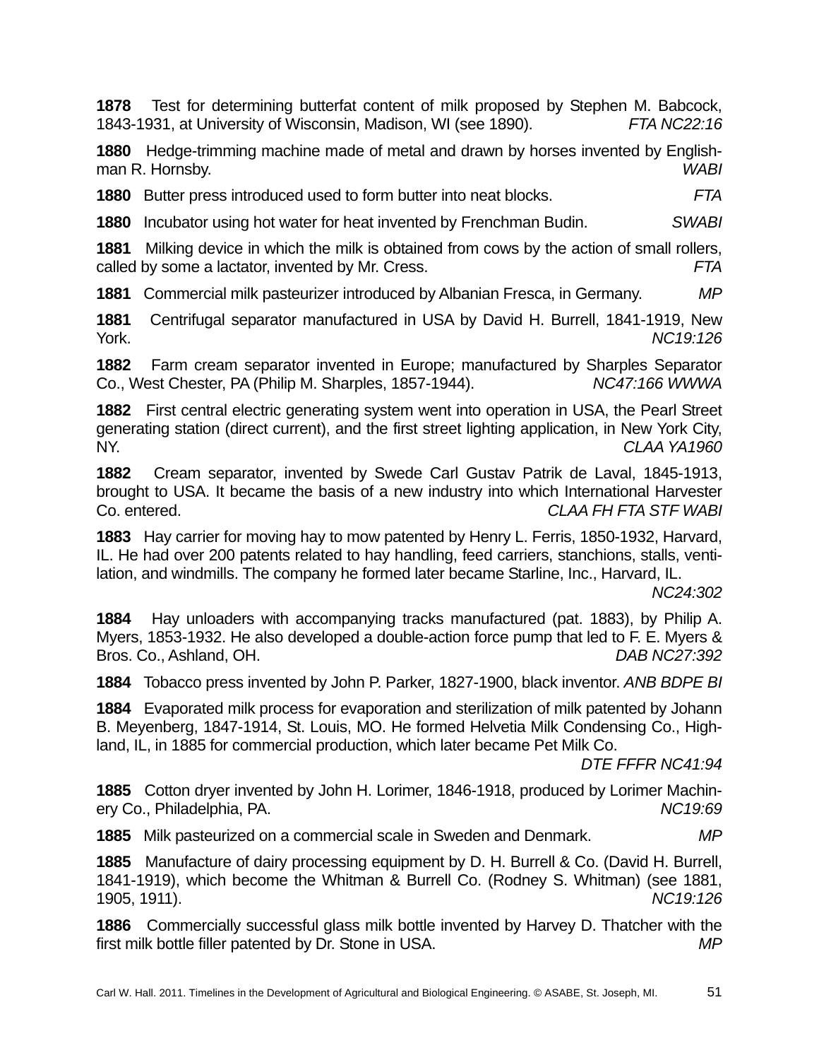**1878** Test for determining butterfat content of milk proposed by Stephen M. Babcock, 1843-1931, at University of Wisconsin, Madison, WI (see 1890). *FTA NC22:16*

**1880** Hedge-trimming machine made of metal and drawn by horses invented by Englishman R. Hornsby. *WABI*

**1880** Butter press introduced used to form butter into neat blocks. *FTA*

**1880** Incubator using hot water for heat invented by Frenchman Budin. *SWABI*

**1881** Milking device in which the milk is obtained from cows by the action of small rollers, called by some a lactator, invented by Mr. Cress. *FTA*

**1881** Commercial milk pasteurizer introduced by Albanian Fresca, in Germany. *MP*

**1881** Centrifugal separator manufactured in USA by David H. Burrell, 1841-1919, New York. *NC19:126*

**1882** Farm cream separator invented in Europe; manufactured by Sharples Separator Co., West Chester, PA (Philip M. Sharples, 1857-1944). *NC47:166 WWWA*

**1882** First central electric generating system went into operation in USA, the Pearl Street generating station (direct current), and the first street lighting application, in New York City, NY. *CLAA YA1960*

**1882** Cream separator, invented by Swede Carl Gustav Patrik de Laval, 1845-1913, brought to USA. It became the basis of a new industry into which International Harvester Co. entered. *CLAA FH FTA STF WABI*

**1883** Hay carrier for moving hay to mow patented by Henry L. Ferris, 1850-1932, Harvard, IL. He had over 200 patents related to hay handling, feed carriers, stanchions, stalls, ventilation, and windmills. The company he formed later became Starline, Inc., Harvard, IL. *NC24:302*

**1884** Hay unloaders with accompanying tracks manufactured (pat. 1883), by Philip A. Myers, 1853-1932. He also developed a double-action force pump that led to F. E. Myers & Bros. Co., Ashland, OH. *DAB NC27:392*

**1884** Tobacco press invented by John P. Parker, 1827-1900, black inventor. *ANB BDPE BI*

**1884** Evaporated milk process for evaporation and sterilization of milk patented by Johann B. Meyenberg, 1847-1914, St. Louis, MO. He formed Helvetia Milk Condensing Co., Highland, IL, in 1885 for commercial production, which later became Pet Milk Co. *DTE FFFR NC41:94*

**1885** Cotton dryer invented by John H. Lorimer, 1846-1918, produced by Lorimer Machinery Co., Philadelphia, PA. *NC19:69*

**1885** Milk pasteurized on a commercial scale in Sweden and Denmark. *MP*

**1885** Manufacture of dairy processing equipment by D. H. Burrell & Co. (David H. Burrell, 1841-1919), which become the Whitman & Burrell Co. (Rodney S. Whitman) (see 1881, 1905, 1911). *NC19:126*

**1886** Commercially successful glass milk bottle invented by Harvey D. Thatcher with the first milk bottle filler patented by Dr. Stone in USA. *MP*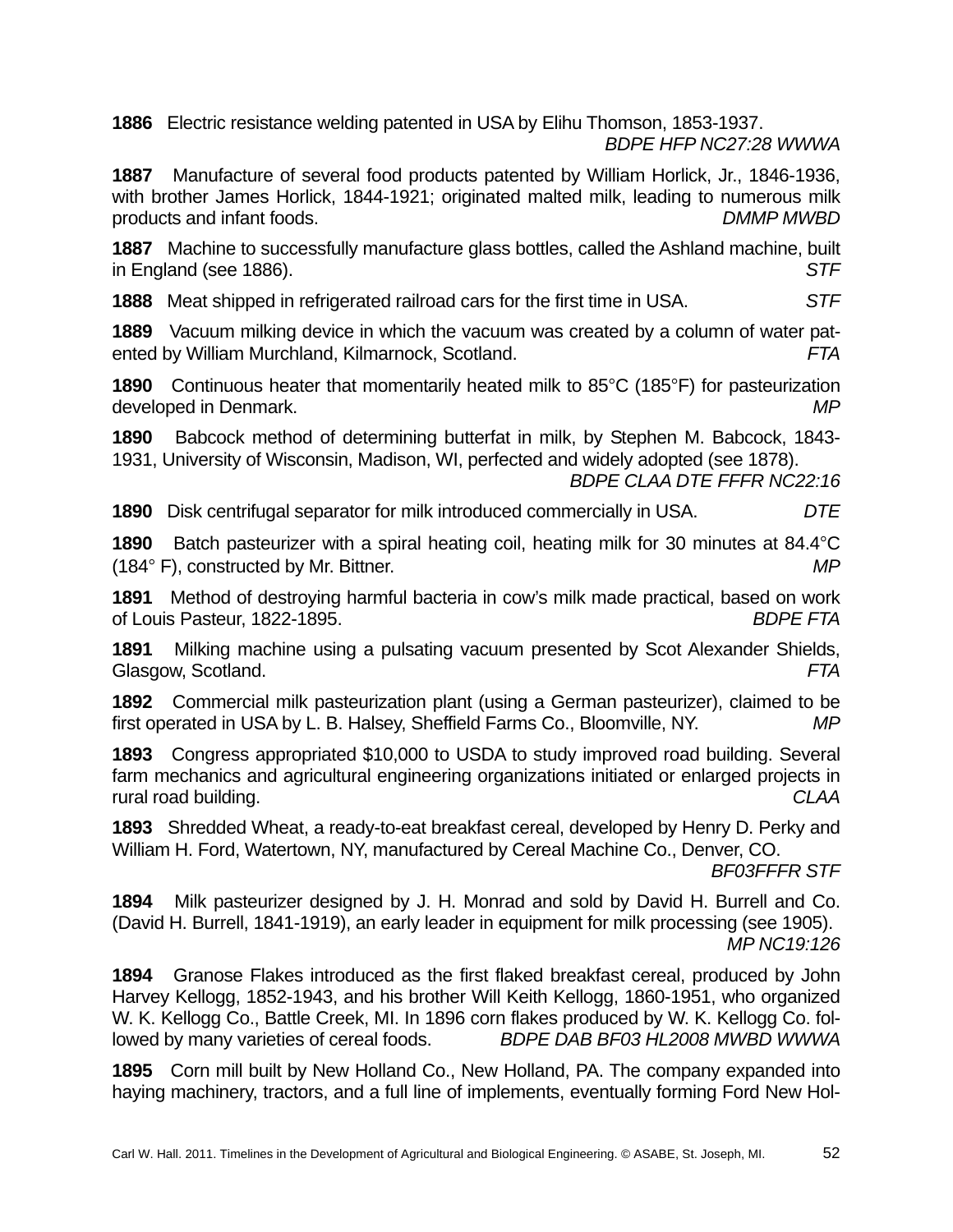**1886** Electric resistance welding patented in USA by Elihu Thomson, 1853-1937. *BDPE HFP NC27:28 WWWA*

**1887** Manufacture of several food products patented by William Horlick, Jr., 1846-1936, with brother James Horlick, 1844-1921; originated malted milk, leading to numerous milk products and infant foods. *DMMP MWBD*

**1887** Machine to successfully manufacture glass bottles, called the Ashland machine, built in England (see 1886). *STF*

**1888** Meat shipped in refrigerated railroad cars for the first time in USA. *STF*

**1889** Vacuum milking device in which the vacuum was created by a column of water patented by William Murchland, Kilmarnock, Scotland. *FTA*

**1890** Continuous heater that momentarily heated milk to 85°C (185°F) for pasteurization developed in Denmark. *MP*

**1890** Babcock method of determining butterfat in milk, by Stephen M. Babcock, 1843-1931, University of Wisconsin, Madison, WI, perfected and widely adopted (see 1878). *BDPE CLAA DTE FFFR NC22:16*

**1890** Disk centrifugal separator for milk introduced commercially in USA. *DTE*

**1890** Batch pasteurizer with a spiral heating coil, heating milk for 30 minutes at 84.4°C (184° F), constructed by Mr. Bittner. *MP*

**1891** Method of destroying harmful bacteria in cow's milk made practical, based on work of Louis Pasteur, 1822-1895. *BDPE FTA*

**1891** Milking machine using a pulsating vacuum presented by Scot Alexander Shields, Glasgow, Scotland. *FTA*

**1892** Commercial milk pasteurization plant (using a German pasteurizer), claimed to be first operated in USA by L. B. Halsey, Sheffield Farms Co., Bloomville, NY. *MP*

**1893** Congress appropriated $10,000 to USDA to study improved road building. Several farm mechanics and agricultural engineering organizations initiated or enlarged projects in rural road building. *CLAA*

**1893** Shredded Wheat, a ready-to-eat breakfast cereal, developed by Henry D. Perky and William H. Ford, Watertown, NY, manufactured by Cereal Machine Co., Denver, CO. *BF03FFFR STF*

**1894** Milk pasteurizer designed by J. H. Monrad and sold by David H. Burrell and Co. (David H. Burrell, 1841-1919), an early leader in equipment for milk processing (see 1905). *MP NC19:126*

**1894** Granose Flakes introduced as the first flaked breakfast cereal, produced by John Harvey Kellogg, 1852-1943, and his brother Will Keith Kellogg, 1860-1951, who organized W. K. Kellogg Co., Battle Creek, MI. In 1896 corn flakes produced by W. K. Kellogg Co. followed by many varieties of cereal foods. *BDPE DAB BF03 HL2008 MWBD WWWA*

**1895** Corn mill built by New Holland Co., New Holland, PA. The company expanded into haying machinery, tractors, and a full line of implements, eventually forming Ford New Hol-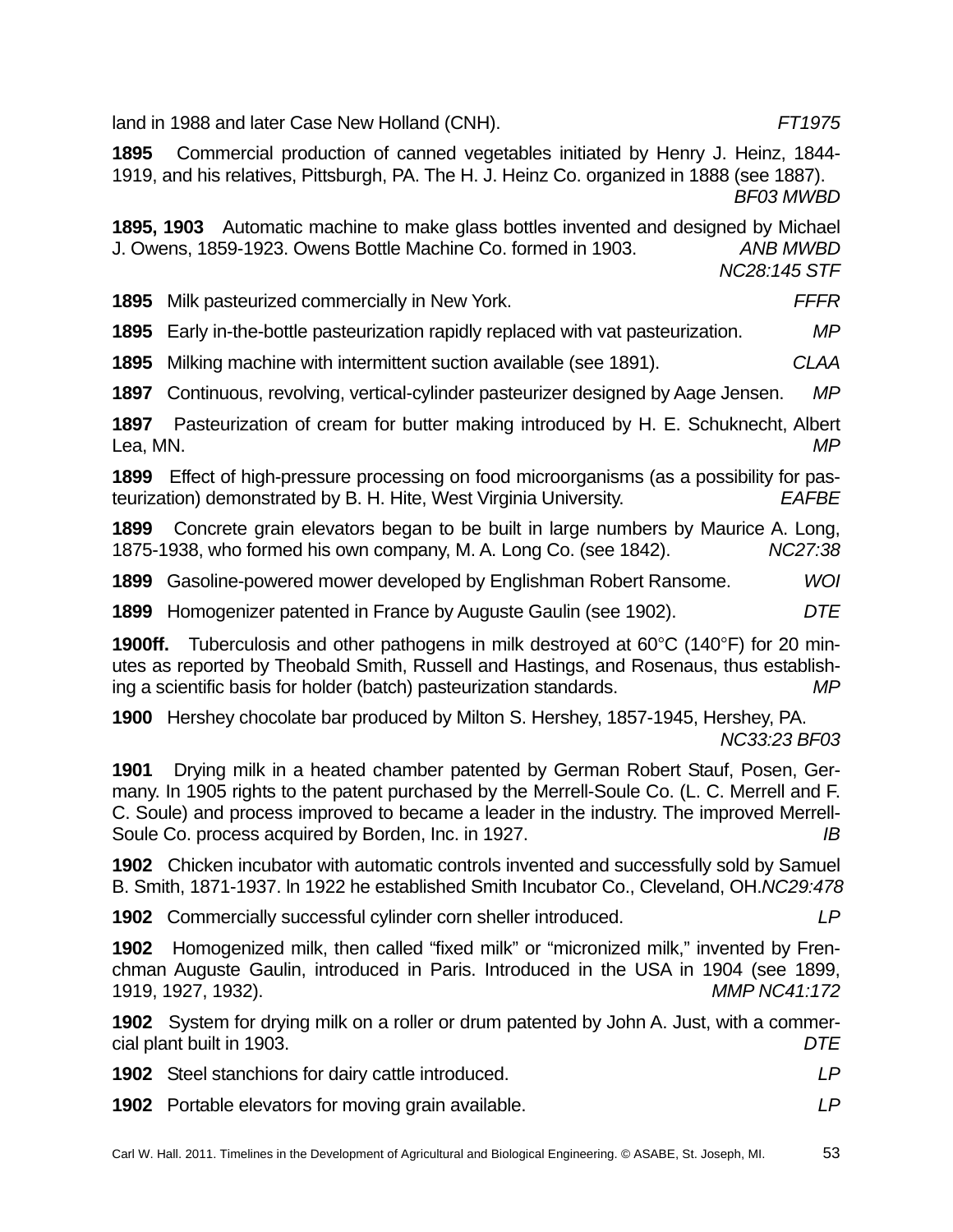land in 1988 and later Case New Holland (CNH). *FT1975*

**1895** Commercial production of canned vegetables initiated by Henry J. Heinz, 1844-1919, and his relatives, Pittsburgh, PA. The H. J. Heinz Co. organized in 1888 (see 1887). *BF03 MWBD*

**1895, 1903** Automatic machine to make glass bottles invented and designed by Michael J. Owens, 1859-1923. Owens Bottle Machine Co. formed in 1903. *ANB MWBD NC28:145 STF*

**1895** Milk pasteurized commercially in New York. *FFFR*

**1895** Early in-the-bottle pasteurization rapidly replaced with vat pasteurization. *MP*

**1895** Milking machine with intermittent suction available (see 1891). *CLAA*

**1897** Continuous, revolving, vertical-cylinder pasteurizer designed by Aage Jensen. *MP*

**1897** Pasteurization of cream for butter making introduced by H. E. Schuknecht, Albert Lea, MN. *MP*

**1899** Effect of high-pressure processing on food microorganisms (as a possibility for pasteurization) demonstrated by B. H. Hite, West Virginia University. *EAFBE*

**1899** Concrete grain elevators began to be built in large numbers by Maurice A. Long, 1875-1938, who formed his own company, M. A. Long Co. (see 1842). *NC27:38*

**1899** Gasoline-powered mower developed by Englishman Robert Ransome. *WOI*

**1899** Homogenizer patented in France by Auguste Gaulin (see 1902). *DTE*

**1900ff.** Tuberculosis and other pathogens in milk destroyed at 60°C (140°F) for 20 minutes as reported by Theobald Smith, Russell and Hastings, and Rosenaus, thus establishing a scientific basis for holder (batch) pasteurization standards. *MP*

**1900** Hershey chocolate bar produced by Milton S. Hershey, 1857-1945, Hershey, PA. *NC33:23 BF03*

**1901** Drying milk in a heated chamber patented by German Robert Stauf, Posen, Germany. In 1905 rights to the patent purchased by the Merrell-Soule Co. (L. C. Merrell and F. C. Soule) and process improved to become a leader in the industry. The improved Merrell-Soule Co. process acquired by Borden, Inc. in 1927. *IB*

**1902** Chicken incubator with automatic controls invented and successfully sold by Samuel B. Smith, 1871-1937. In 1922 he established Smith Incubator Co., Cleveland, OH. *NC29:478*

**1902** Commercially successful cylinder corn sheller introduced. *LP*

**1902** Homogenized milk, then called "fixed milk" or "micronized milk," invented by Frenchman Auguste Gaulin, introduced in Paris. Introduced in the USA in 1904 (see 1899, 1919, 1927, 1932). *MMP NC41:172*

**1902** System for drying milk on a roller or drum patented by John A. Just, with a commercial plant built in 1903. *DTE*

**1902** Steel stanchions for dairy cattle introduced. *LP*

**1902** Portable elevators for moving grain available. *LP*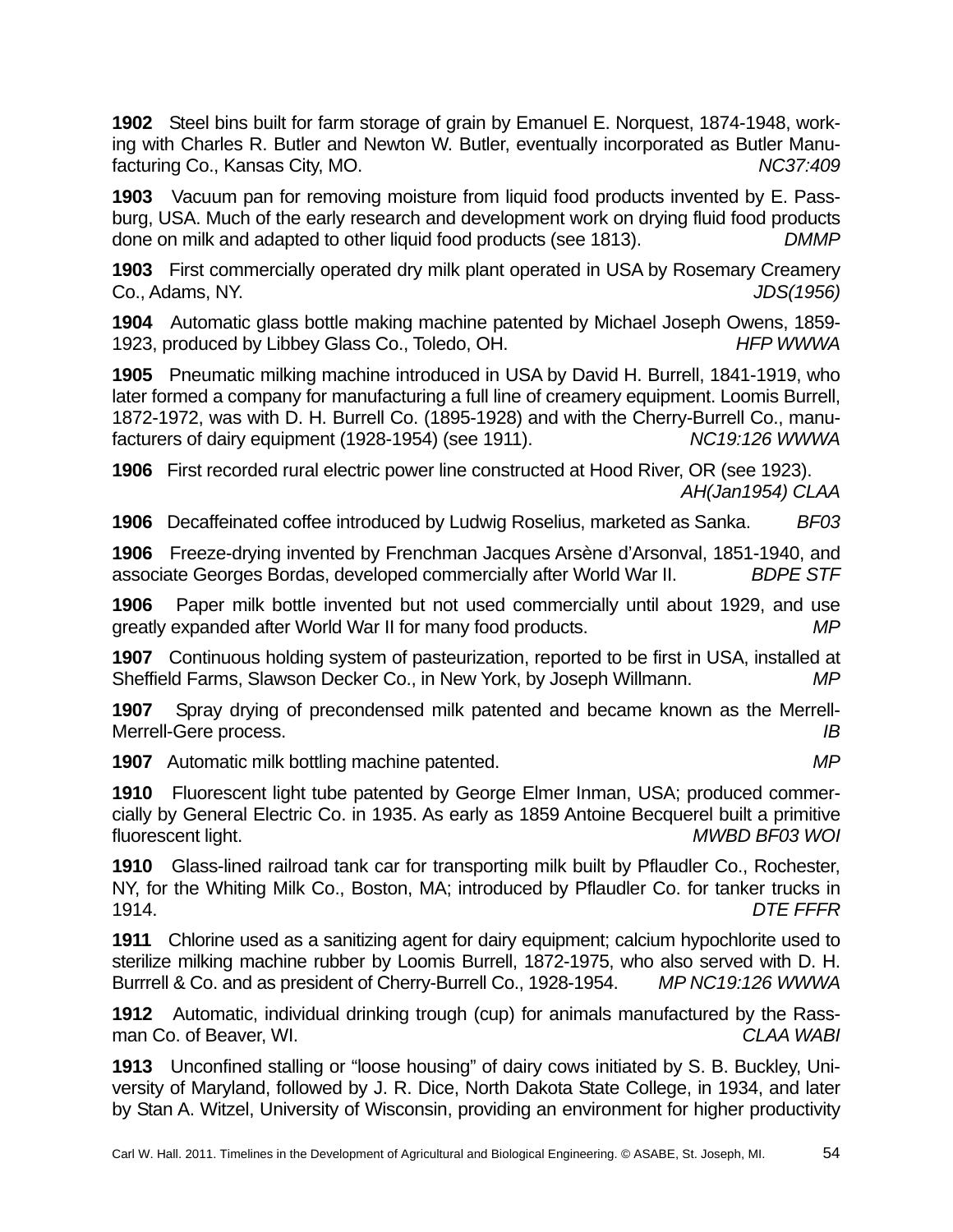**1902** Steel bins built for farm storage of grain by Emanuel E. Norquest, 1874-1948, working with Charles R. Butler and Newton W. Butler, eventually incorporated as Butler Manufacturing Co., Kansas City, MO. *NC37:409*

**1903** Vacuum pan for removing moisture from liquid food products invented by E. Passburg, USA. Much of the early research and development work on drying fluid food products done on milk and adapted to other liquid food products (see 1813). *DMMP*

**1903** First commercially operated dry milk plant operated in USA by Rosemary Creamery Co., Adams, NY. *JDS(1956)*

**1904** Automatic glass bottle making machine patented by Michael Joseph Owens, 1859-1923, produced by Libbey Glass Co., Toledo, OH. *HFP WWWA*

**1905** Pneumatic milking machine introduced in USA by David H. Burrell, 1841-1919, who later formed a company for manufacturing a full line of creamery equipment. Loomis Burrell, 1872-1972, was with D. H. Burrell Co. (1895-1928) and with the Cherry-Burrell Co., manufacturers of dairy equipment (1928-1954) (see 1911). *NC19:126 WWWA*

**1906** First recorded rural electric power line constructed at Hood River, OR (see 1923). *AH(Jan1954) CLAA*

**1906** Decaffeinated coffee introduced by Ludwig Roselius, marketed as Sanka. *BF03*

**1906** Freeze-drying invented by Frenchman Jacques Arsène d'Arsonval, 1851-1940, and associate Georges Bordas, developed commercially after World War II. *BDPE STF*

**1906** Paper milk bottle invented but not used commercially until about 1929, and use greatly expanded after World War II for many food products. *MP*

**1907** Continuous holding system of pasteurization, reported to be first in USA, installed at Sheffield Farms, Slawson Decker Co., in New York, by Joseph Willmann. *MP*

**1907** Spray drying of precondensed milk patented and became known as the Merrell-Merrell-Gere process. *IB*

**1907** Automatic milk bottling machine patented. *MP*

**1910** Fluorescent light tube patented by George Elmer Inman, USA; produced commercially by General Electric Co. in 1935. As early as 1859 Antoine Becquerel built a primitive fluorescent light. *MWBD BF03 WOI*

**1910** Glass-lined railroad tank car for transporting milk built by Pfaudler Co., Rochester, NY, for the Whiting Milk Co., Boston, MA; introduced by Pfaudler Co. for tanker trucks in 1914. *DTE FFFR*

**1911** Chlorine used as a sanitizing agent for dairy equipment; calcium hypochlorite used to sterilize milking machine rubber by Loomis Burrell, 1872-1975, who also served with D. H. Burrrell & Co. and as president of Cherry-Burrell Co., 1928-1954. *MP NC19:126 WWWA*

**1912** Automatic, individual drinking trough (cup) for animals manufactured by the Rassman Co. of Beaver, WI. *CLAA WABI*

**1913** Unconfined stalling or "loose housing" of dairy cows initiated by S. B. Buckley, University of Maryland, followed by J. R. Dice, North Dakota State College, in 1934, and later by Stan A. Witzel, University of Wisconsin, providing an environment for higher productivity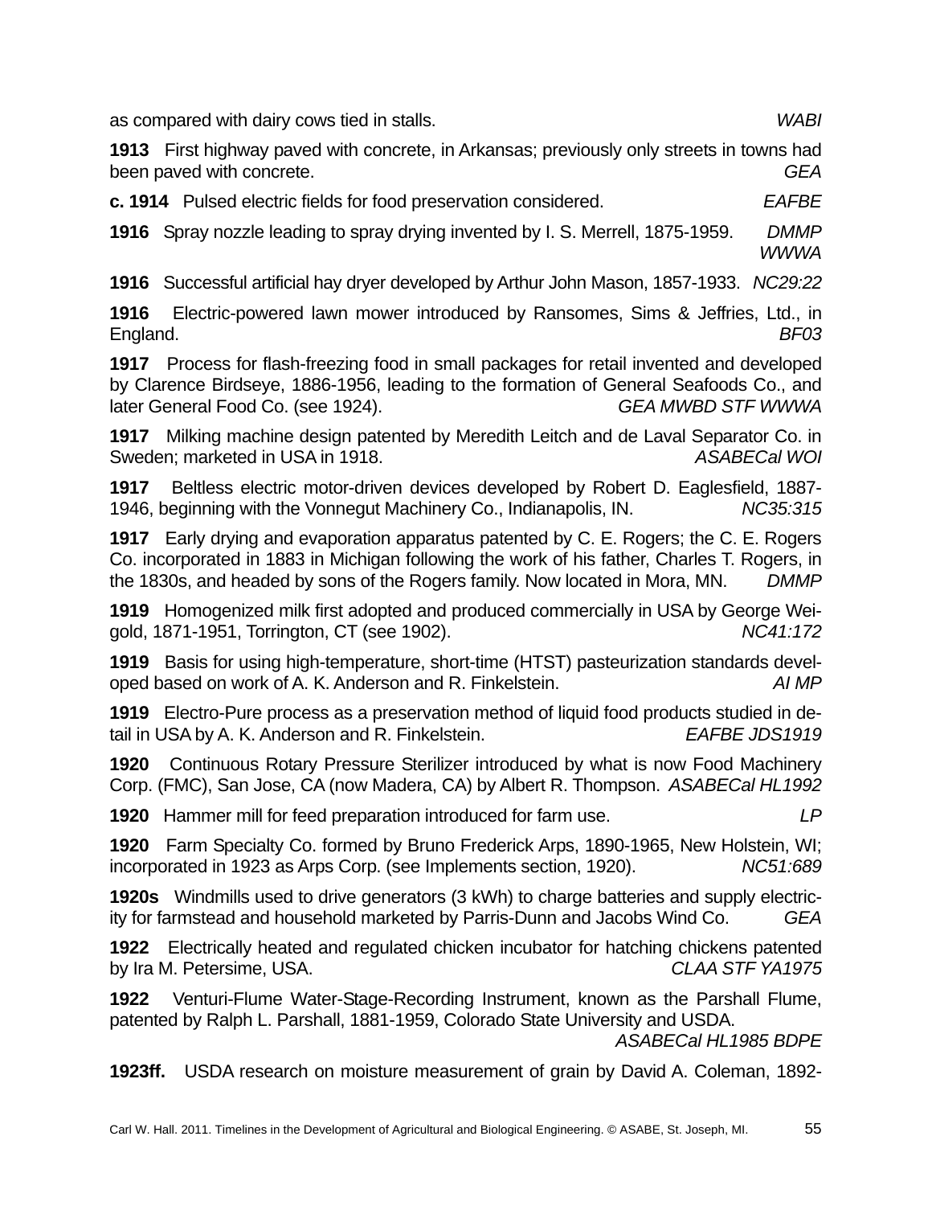as compared with dairy cows tied in stalls. *WABI*

**1913** First highway paved with concrete, in Arkansas; previously only streets in towns had been paved with concrete. *GEA*

**c. 1914** Pulsed electric fields for food preservation considered. *EAFBE*

**1916** Spray nozzle leading to spray drying invented by I. S. Merrell, 1875-1959. *DMMP WWWA*

**1916** Successful artificial hay dryer developed by Arthur John Mason, 1857-1933. *NC29:22*

**1916** Electric-powered lawn mower introduced by Ransomes, Sims & Jeffries, Ltd., in England. *BF03*

**1917** Process for flash-freezing food in small packages for retail invented and developed by Clarence Birdseye, 1886-1956, leading to the formation of General Seafoods Co., and later General Food Co. (see 1924). *GEA MWBD STF WWWA*

**1917** Milking machine design patented by Meredith Leitch and de Laval Separator Co. in Sweden; marketed in USA in 1918. *ASABECal WOI*

**1917** Beltless electric motor-driven devices developed by Robert D. Eaglesfield, 1887-1946, beginning with the Vonnegut Machinery Co., Indianapolis, IN. *NC35:315*

**1917** Early drying and evaporation apparatus patented by C. E. Rogers; the C. E. Rogers Co. incorporated in 1883 in Michigan following the work of his father, Charles T. Rogers, in the 1830s, and headed by sons of the Rogers family. Now located in Mora, MN. *DMMP*

**1919** Homogenized milk first adopted and produced commercially in USA by George Weigold, 1871-1951, Torrington, CT (see 1902). *NC41:172*

**1919** Basis for using high-temperature, short-time (HTST) pasteurization standards developed based on work of A. K. Anderson and R. Finkelstein. *AI MP*

**1919** Electro-Pure process as a preservation method of liquid food products studied in detail in USA by A. K. Anderson and R. Finkelstein. *EAFBE JDS1919*

**1920** Continuous Rotary Pressure Sterilizer introduced by what is now Food Machinery Corp. (FMC), San Jose, CA (now Madera, CA) by Albert R. Thompson. *ASABECal HL1992*

**1920** Hammer mill for feed preparation introduced for farm use. *LP*

**1920** Farm Specialty Co. formed by Bruno Frederick Arps, 1890-1965, New Holstein, WI; incorporated in 1923 as Arps Corp. (see Implements section, 1920). *NC51:689*

**1920s** Windmills used to drive generators (3 kWh) to charge batteries and supply electricity for farmstead and household marketed by Parris-Dunn and Jacobs Wind Co. *GEA*

**1922** Electrically heated and regulated chicken incubator for hatching chickens patented by Ira M. Petersime, USA. *CLAA STF YA1975*

**1922** Venturi-Flume Water-Stage-Recording Instrument, known as the Parshall Flume, patented by Ralph L. Parshall, 1881-1959, Colorado State University and USDA. *ASABECal HL1985 BDPE*

**1923ff.** USDA research on moisture measurement of grain by David A. Coleman, 1892-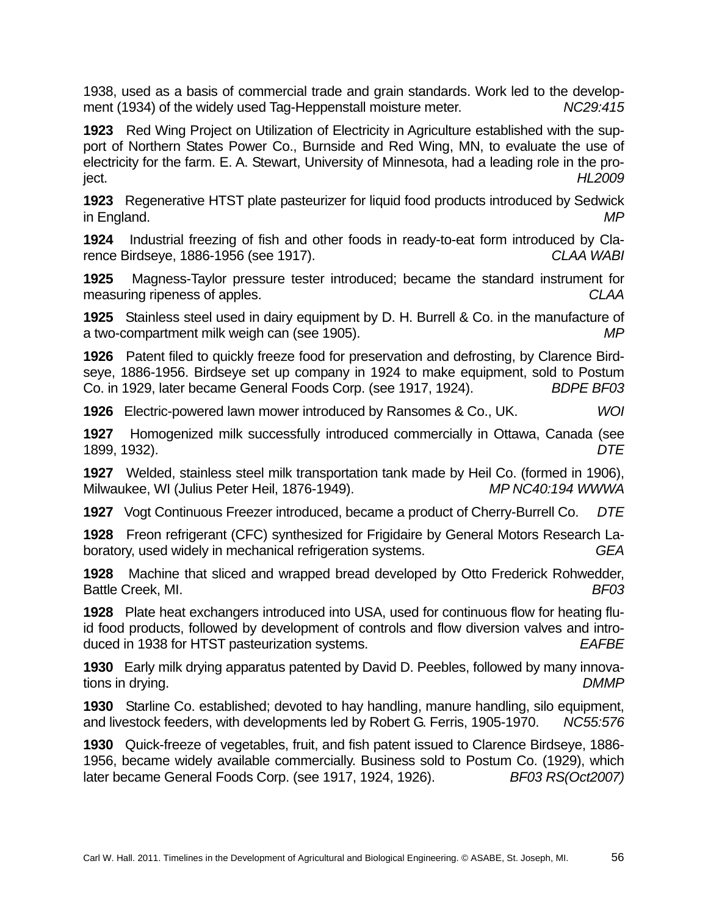1938, used as a basis of commercial trade and grain standards. Work led to the development (1934) of the widely used Tag-Heppenstall moisture meter. *NC29:415*

**1923** Red Wing Project on Utilization of Electricity in Agriculture established with the support of Northern States Power Co., Burnside and Red Wing, MN, to evaluate the use of electricity for the farm. E. A. Stewart, University of Minnesota, had a leading role in the project. *HL2009*

**1923** Regenerative HTST plate pasteurizer for liquid food products introduced by Sedwick in England. *MP*

**1924** Industrial freezing of fish and other foods in ready-to-eat form introduced by Clarence Birdseye, 1886-1956 (see 1917). *CLAA WABI*

**1925** Magness-Taylor pressure tester introduced; became the standard instrument for measuring ripeness of apples. *CLAA*

**1925** Stainless steel used in dairy equipment by D. H. Burrell & Co. in the manufacture of a two-compartment milk weigh can (see 1905). *MP*

**1926** Patent filed to quickly freeze food for preservation and defrosting, by Clarence Birdseye, 1886-1956. Birdseye set up company in 1924 to make equipment, sold to Postum Co. in 1929, later became General Foods Corp. (see 1917, 1924). *BDPE BF03*

**1926** Electric-powered lawn mower introduced by Ransomes & Co., UK. *WOI*

**1927** Homogenized milk successfully introduced commercially in Ottawa, Canada (see 1899, 1932). *DTE*

**1927** Welded, stainless steel milk transportation tank made by Heil Co. (formed in 1906), Milwaukee, WI (Julius Peter Heil, 1876-1949). *MP NC40:194 WWWA*

**1927** Vogt Continuous Freezer introduced, became a product of Cherry-Burrell Co. *DTE*

**1928** Freon refrigerant (CFC) synthesized for Frigidaire by General Motors Research Laboratory, used widely in mechanical refrigeration systems. *GEA*

**1928** Machine that sliced and wrapped bread developed by Otto Frederick Rohwedder, Battle Creek, MI. *BF03*

**1928** Plate heat exchangers introduced into USA, used for continuous flow for heating fluid food products, followed by development of controls and flow diversion valves and introduced in 1938 for HTST pasteurization systems. *EAFBE*

**1930** Early milk drying apparatus patented by David D. Peebles, followed by many innovations in drying. *DMMP*

**1930** Starline Co. established; devoted to hay handling, manure handling, silo equipment, and livestock feeders, with developments led by Robert G. Ferris, 1905-1970. *NC55:576*

**1930** Quick-freeze of vegetables, fruit, and fish patent issued to Clarence Birdseye, 1886-1956, became widely available commercially. Business sold to Postum Co. (1929), which later became General Foods Corp. (see 1917, 1924, 1926). *BF03 RS(Oct2007)*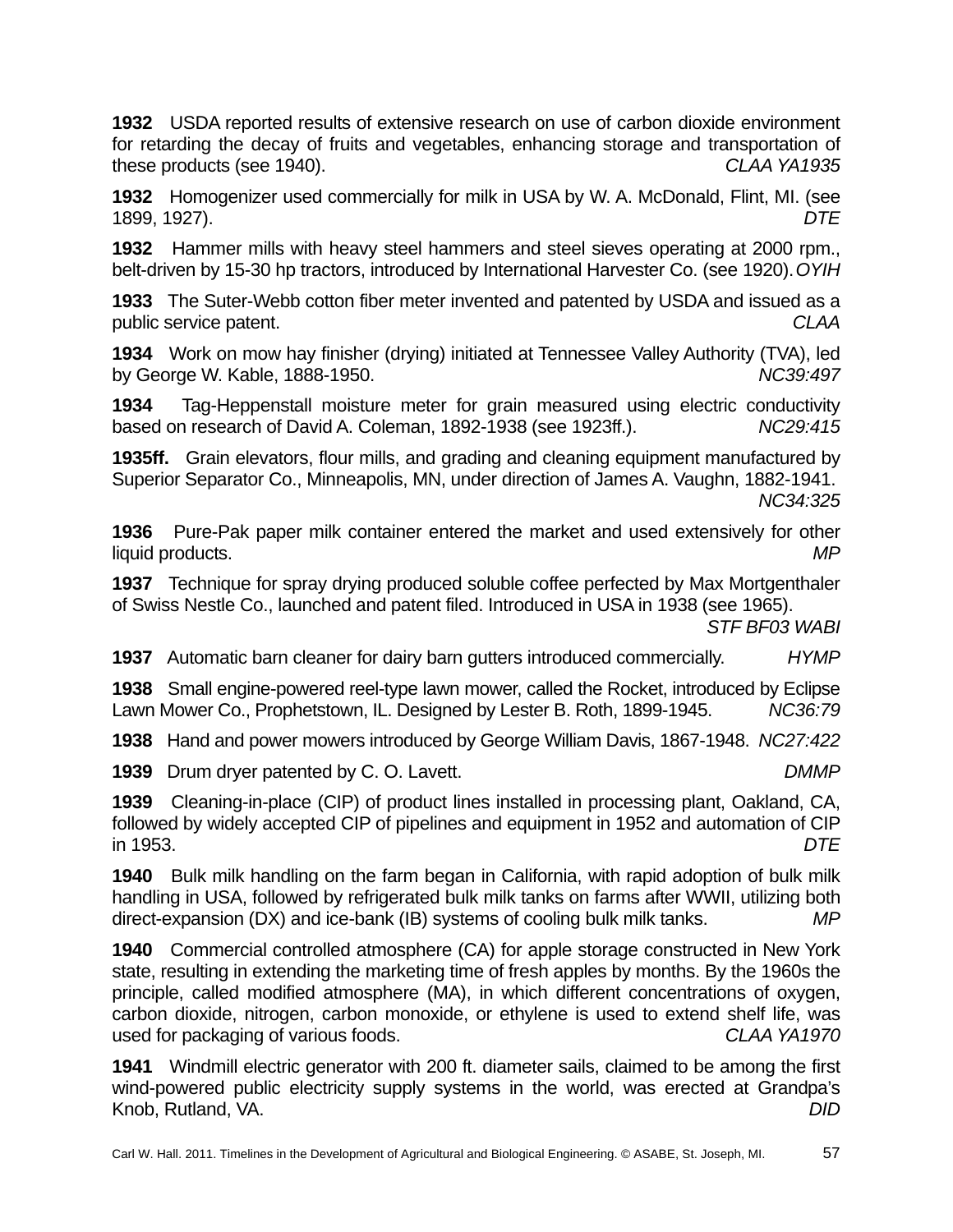**1932** USDA reported results of extensive research on use of carbon dioxide environment for retarding the decay of fruits and vegetables, enhancing storage and transportation of these products (see 1940). *CLAA YA1935*

**1932** Homogenizer used commercially for milk in USA by W. A. McDonald, Flint, MI. (see 1899, 1927). *DTE*

**1932** Hammer mills with heavy steel hammers and steel sieves operating at 2000 rpm., belt-driven by 15-30 hp tractors, introduced by International Harvester Co. (see 1920). *OYIH*

**1933** The Suter-Webb cotton fiber meter invented and patented by USDA and issued as a public service patent. *CLAA*

**1934** Work on mow hay finisher (drying) initiated at Tennessee Valley Authority (TVA), led by George W. Kable, 1888-1950. *NC39:497*

**1934** Tag-Heppenstall moisture meter for grain measured using electric conductivity based on research of David A. Coleman, 1892-1938 (see 1923ff.). *NC29:415*

**1935ff.** Grain elevators, flour mills, and grading and cleaning equipment manufactured by Superior Separator Co., Minneapolis, MN, under direction of James A. Vaughn, 1882-1941. *NC34:325*

**1936** Pure-Pak paper milk container entered the market and used extensively for other liquid products. *MP*

**1937** Technique for spray drying produced soluble coffee perfected by Max Mortgenthaler of Swiss Nestle Co., launched and patent filed. Introduced in USA in 1938 (see 1965). *STF BF03 WABI*

**1937** Automatic barn cleaner for dairy barn gutters introduced commercially. *HYMP*

**1938** Small engine-powered reel-type lawn mower, called the Rocket, introduced by Eclipse Lawn Mower Co., Prophetstown, IL. Designed by Lester B. Roth, 1899-1945. *NC36:79*

**1938** Hand and power mowers introduced by George William Davis, 1867-1948. *NC27:422*

**1939** Drum dryer patented by C. O. Lavett. *DMMP*

**1939** Cleaning-in-place (CIP) of product lines installed in processing plant, Oakland, CA, followed by widely accepted CIP of pipelines and equipment in 1952 and automation of CIP in 1953. *DTE*

**1940** Bulk milk handling on the farm began in California, with rapid adoption of bulk milk handling in USA, followed by refrigerated bulk milk tanks on farms after WWII, utilizing both direct-expansion (DX) and ice-bank (IB) systems of cooling bulk milk tanks. *MP*

**1940** Commercial controlled atmosphere (CA) for apple storage constructed in New York state, resulting in extending the marketing time of fresh apples by months. By the 1960s the principle, called modified atmosphere (MA), in which different concentrations of oxygen, carbon dioxide, nitrogen, carbon monoxide, or ethylene is used to extend shelf life, was used for packaging of various foods. *CLAA YA1970*

**1941** Windmill electric generator with 200 ft. diameter sails, claimed to be among the first wind-powered public electricity supply systems in the world, was erected at Grandpa's Knob, Rutland, VA. *DID*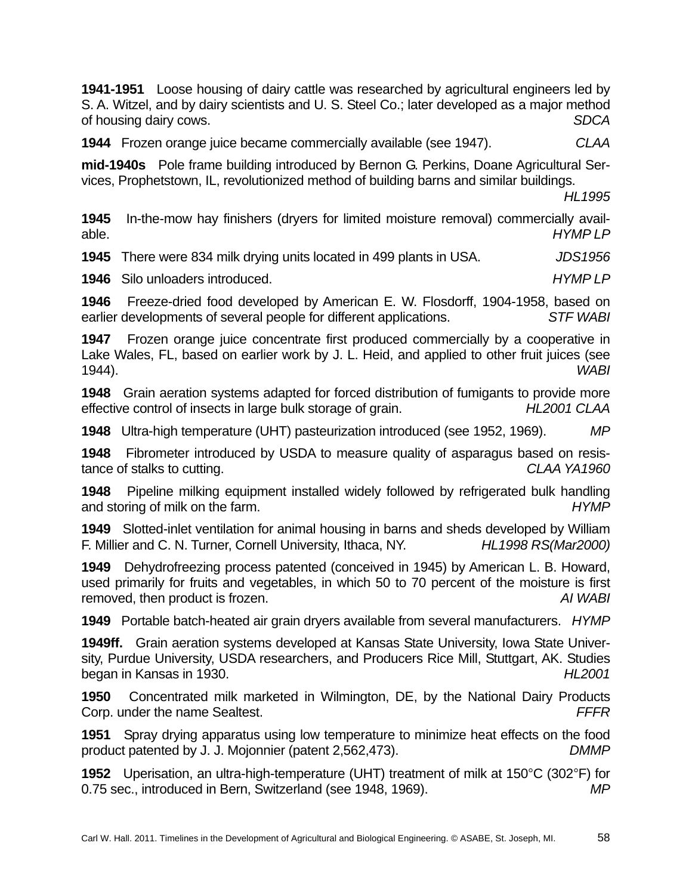**1941-1951** Loose housing of dairy cattle was researched by agricultural engineers led by S. A. Witzel, and by dairy scientists and U. S. Steel Co.; later developed as a major method of housing dairy cows. *SDCA*

**1944** Frozen orange juice became commercially available (see 1947). *CLAA*

**mid-1940s** Pole frame building introduced by Bernon G. Perkins, Doane Agricultural Services, Prophetstown, IL, revolutionized method of building barns and similar buildings. *HL1995*

**1945** In-the-mow hay finishers (dryers for limited moisture removal) commercially available. *HYMP LP*

**1945** There were 834 milk drying units located in 499 plants in USA. *JDS1956*

**1946** Silo unloaders introduced. *HYMP LP*

**1946** Freeze-dried food developed by American E. W. Flosdorff, 1904-1958, based on earlier developments of several people for different applications. *STF WABI*

**1947** Frozen orange juice concentrate first produced commercially by a cooperative in Lake Wales, FL, based on earlier work by J. L. Heid, and applied to other fruit juices (see 1944). *WABI*

**1948** Grain aeration systems adapted for forced distribution of fumigants to provide more effective control of insects in large bulk storage of grain. *HL2001 CLAA*

**1948** Ultra-high temperature (UHT) pasteurization introduced (see 1952, 1969). *MP*

**1948** Fibrometer introduced by USDA to measure quality of asparagus based on resistance of stalks to cutting. *CLAA YA1960*

**1948** Pipeline milking equipment installed widely followed by refrigerated bulk handling and storing of milk on the farm. *HYMP*

**1949** Slotted-inlet ventilation for animal housing in barns and sheds developed by William F. Millier and C. N. Turner, Cornell University, Ithaca, NY. *HL1998 RS(Mar2000)*

**1949** Dehydrofreezing process patented (conceived in 1945) by American L. B. Howard, used primarily for fruits and vegetables, in which 50 to 70 percent of the moisture is first removed, then product is frozen. *AI WABI*

**1949** Portable batch-heated air grain dryers available from several manufacturers. *HYMP*

**1949ff.** Grain aeration systems developed at Kansas State University, Iowa State University, Purdue University, USDA researchers, and Producers Rice Mill, Stuttgart, AK. Studies began in Kansas in 1930. *HL2001*

**1950** Concentrated milk marketed in Wilmington, DE, by the National Dairy Products Corp. under the name Sealtest. *FFFR*

**1951** Spray drying apparatus using low temperature to minimize heat effects on the food product patented by J. J. Mojonnier (patent 2,562,473). *DMMP*

**1952** Uperisation, an ultra-high-temperature (UHT) treatment of milk at 150°C (302°F) for 0.75 sec., introduced in Bern, Switzerland (see 1948, 1969). *MP*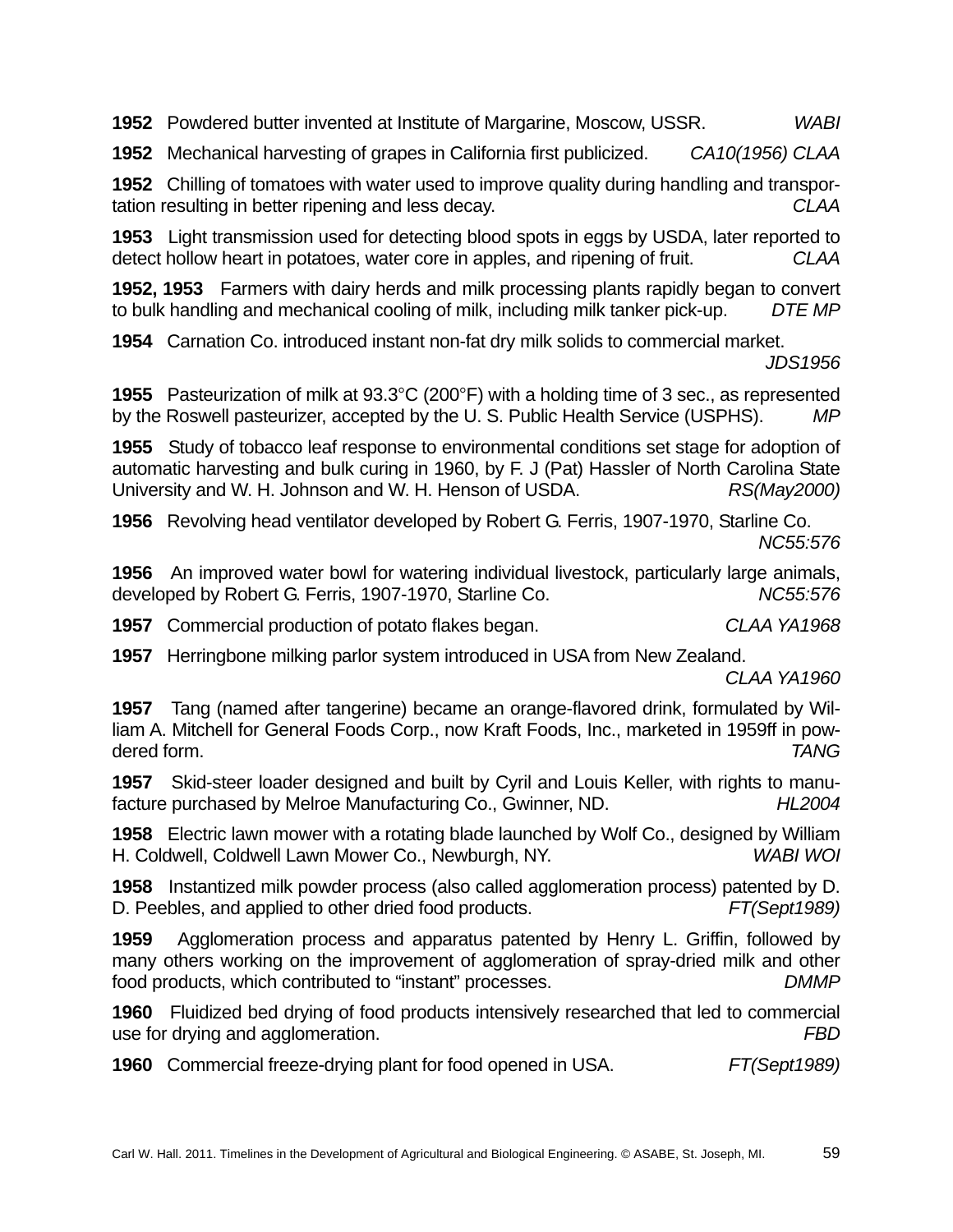**1952** Powdered butter invented at Institute of Margarine, Moscow, USSR. *WABI*

**1952** Mechanical harvesting of grapes in California first publicized. *CA10(1956) CLAA*

**1952** Chilling of tomatoes with water used to improve quality during handling and transportation resulting in better ripening and less decay. *CLAA*

**1953** Light transmission used for detecting blood spots in eggs by USDA, later reported to detect hollow heart in potatoes, water core in apples, and ripening of fruit. *CLAA*

**1952, 1953** Farmers with dairy herds and milk processing plants rapidly began to convert to bulk handling and mechanical cooling of milk, including milk tanker pick-up. *DTE MP*

**1954** Carnation Co. introduced instant non-fat dry milk solids to commercial market. *JDS1956*

**1955** Pasteurization of milk at 93.3°C (200°F) with a holding time of 3 sec., as represented by the Roswell pasteurizer, accepted by the U. S. Public Health Service (USPHS). *MP*

**1955** Study of tobacco leaf response to environmental conditions set stage for adoption of automatic harvesting and bulk curing in 1960, by F. J (Pat) Hassler of North Carolina State University and W. H. Johnson and W. H. Henson of USDA. *RS(May2000)*

**1956** Revolving head ventilator developed by Robert G. Ferris, 1907-1970, Starline Co. *NC55:576*

**1956** An improved water bowl for watering individual livestock, particularly large animals, developed by Robert G. Ferris, 1907-1970, Starline Co. *NC55:576*

**1957** Commercial production of potato flakes began. *CLAA YA1968*

**1957** Herringbone milking parlor system introduced in USA from New Zealand. *CLAA YA1960*

**1957** Tang (named after tangerine) became an orange-flavored drink, formulated by William A. Mitchell for General Foods Corp., now Kraft Foods, Inc., marketed in 1959ff in powdered form. *TANG*

**1957** Skid-steer loader designed and built by Cyril and Louis Keller, with rights to manufacture purchased by Melroe Manufacturing Co., Gwinner, ND. *HL2004*

**1958** Electric lawn mower with a rotating blade launched by Wolf Co., designed by William H. Coldwell, Coldwell Lawn Mower Co., Newburgh, NY. *WABI WOI*

**1958** Instantized milk powder process (also called agglomeration process) patented by D. D. Peebles, and applied to other dried food products. *FT(Sept1989)*

**1959** Agglomeration process and apparatus patented by Henry L. Griffin, followed by many others working on the improvement of agglomeration of spray-dried milk and other food products, which contributed to "instant" processes. *DMMP*

**1960** Fluidized bed drying of food products intensively researched that led to commercial use for drying and agglomeration. *FBD*

**1960** Commercial freeze-drying plant for food opened in USA. *FT(Sept1989)*

Carl W. Hall. 2011. Timelines in the Development of Agricultural and Biological Engineering. © ASABE, St. Joseph, MI.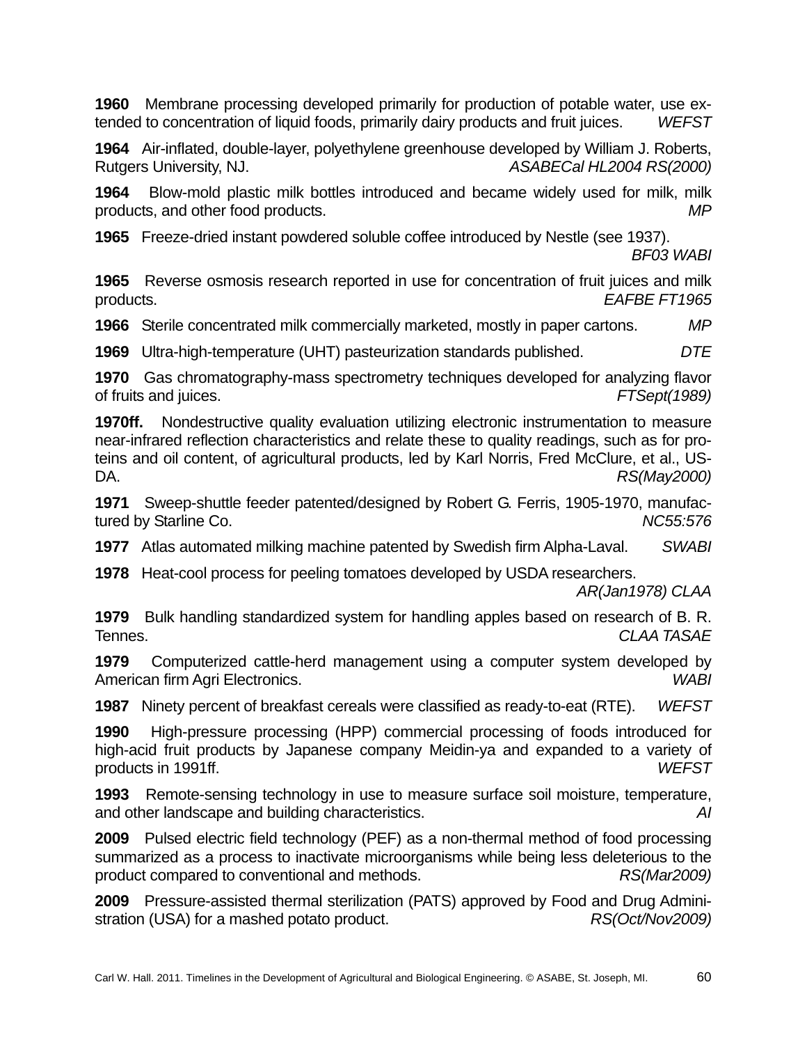**1960** Membrane processing developed primarily for production of potable water, use extended to concentration of liquid foods, primarily dairy products and fruit juices. *WEFST*

**1964** Air-inflated, double-layer, polyethylene greenhouse developed by William J. Roberts, Rutgers University, NJ. *ASABECal HL2004 RS(2000)*

**1964** Blow-mold plastic milk bottles introduced and became widely used for milk, milk products, and other food products. *MP*

**1965** Freeze-dried instant powdered soluble coffee introduced by Nestle (see 1937). *BF03 WABI*

**1965** Reverse osmosis research reported in use for concentration of fruit juices and milk products. *EAFBE FT1965*

**1966** Sterile concentrated milk commercially marketed, mostly in paper cartons. *MP*

**1969** Ultra-high-temperature (UHT) pasteurization standards published. *DTE*

**1970** Gas chromatography-mass spectrometry techniques developed for analyzing flavor of fruits and juices. *FTSept(1989)*

**1970ff.** Nondestructive quality evaluation utilizing electronic instrumentation to measure near-infrared reflection characteristics and relate these to quality readings, such as for proteins and oil content, of agricultural products, led by Karl Norris, Fred McClure, et al., USDA. *RS(May2000)*

**1971** Sweep-shuttle feeder patented/designed by Robert G. Ferris, 1905-1970, manufactured by Starline Co. *NC55:576*

**1977** Atlas automated milking machine patented by Swedish firm Alpha-Laval. *SWABI*

**1978** Heat-cool process for peeling tomatoes developed by USDA researchers. *AR(Jan1978) CLAA*

**1979** Bulk handling standardized system for handling apples based on research of B. R. Tennes. *CLAA TASAE*

**1979** Computerized cattle-herd management using a computer system developed by American firm Agri Electronics. *WABI*

**1987** Ninety percent of breakfast cereals were classified as ready-to-eat (RTE). *WEFST*

**1990** High-pressure processing (HPP) commercial processing of foods introduced for high-acid fruit products by Japanese company Meidin-ya and expanded to a variety of products in 1991ff. *WEFST*

**1993** Remote-sensing technology in use to measure surface soil moisture, temperature, and other landscape and building characteristics. *AI*

**2009** Pulsed electric field technology (PEF) as a non-thermal method of food processing summarized as a process to inactivate microorganisms while being less deleterious to the product compared to conventional and methods. *RS(Mar2009)*

**2009** Pressure-assisted thermal sterilization (PATS) approved by Food and Drug Administration (USA) for a mashed potato product. *RS(Oct/Nov2009)*